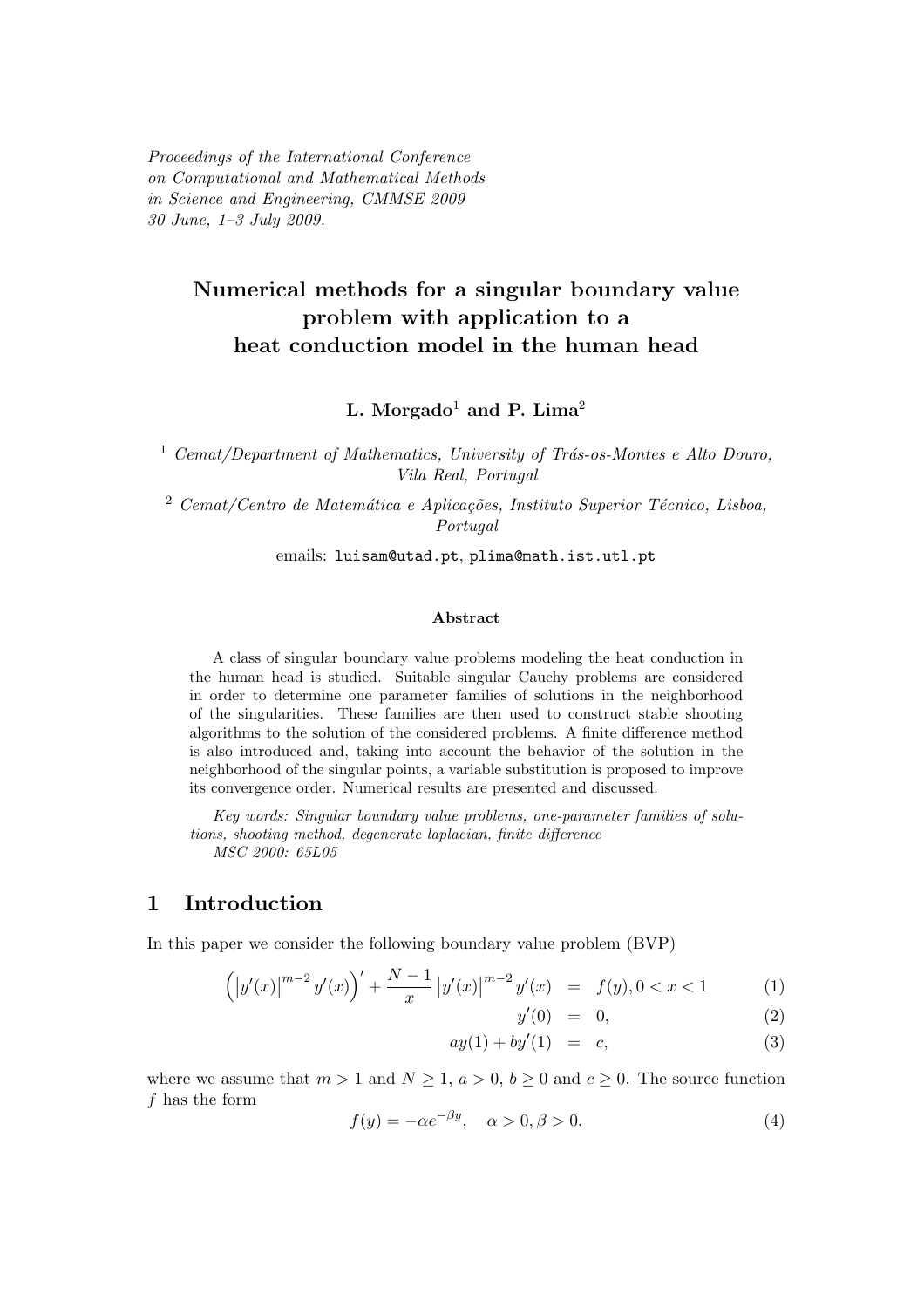*Proceedings of the International Conference on Computational and Mathematical Methods in Science and Engineering, CMMSE 2009 30 June, 1–3 July 2009.*

# Numerical methods for a singular boundary value problem with application to a heat conduction model in the human head

**L. Morgado[1] and P. Lima[2]**

[1] *Cemat/Department of Mathematics, University of Trás-os-Montes e Alto Douro, Vila Real, Portugal*

[2] *Cemat/Centro de Matemática e Aplicações, Instituto Superior Técnico, Lisboa, Portugal*

emails: luisam@utad.pt, plima@math.ist.utl.pt

### Abstract

A class of singular boundary value problems modeling the heat conduction in the human head is studied. Suitable singular Cauchy problems are considered in order to determine one parameter families of solutions in the neighborhood of the singularities. These families are then used to construct stable shooting algorithms to the solution of the considered problems. A finite difference method is also introduced and, taking into account the behavior of the solution in the neighborhood of the singular points, a variable substitution is proposed to improve its convergence order. Numerical results are presented and discussed.

*Key words: Singular boundary value problems, one-parameter families of solutions, shooting method, degenerate laplacian, finite difference*
*MSC 2000: 65L05*

## 1 Introduction

In this paper we consider the following boundary value problem (BVP)

$$\left(\left|y'(x)\right|^{m-2} y'(x)\right)' + \frac{N-1}{x} \left|y'(x)\right|^{m-2} y'(x) = f(y), 0 < x < 1 \tag{1}$$

$$y'(0) = 0, \tag{2}$$

$$ay(1) + by'(1) = c, \tag{3}$$

where we assume that $m > 1$ and $N \geq 1$, $a > 0$, $b \geq 0$ and $c \geq 0$. The source function $f$ has the form

$$f(y) = -\alpha e^{-\beta y}, \quad \alpha > 0, \beta > 0. \tag{4}$$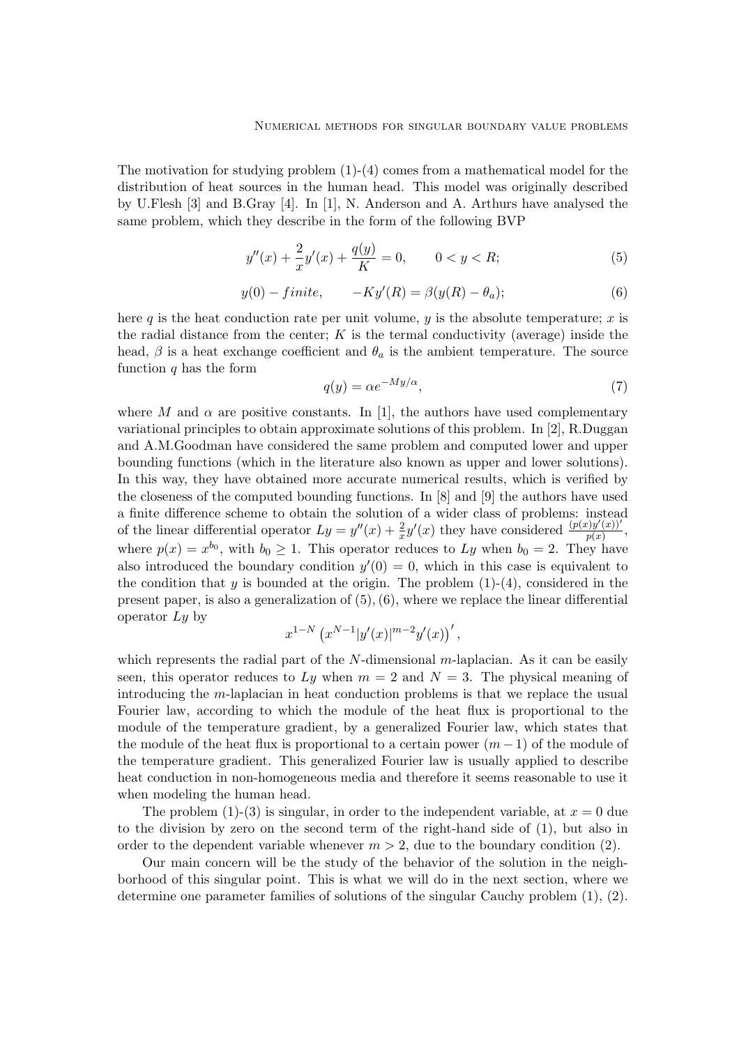The motivation for studying problem (1)-(4) comes from a mathematical model for the distribution of heat sources in the human head. This model was originally described by U.Flesh [3] and B.Gray [4]. In [1], N. Anderson and A. Arthurs have analysed the same problem, which they describe in the form of the following BVP

$$y''(x) + \frac{2}{x}y'(x) + \frac{q(y)}{K} = 0, \qquad 0 < y < R; \tag{5}$$

$$y(0) - finite, \qquad -Ky'(R) = \beta(y(R) - \theta_a); \tag{6}$$

here $q$ is the heat conduction rate per unit volume, $y$ is the absolute temperature; $x$ is the radial distance from the center; $K$ is the termal conductivity (average) inside the head, $\beta$ is a heat exchange coefficient and $\theta_a$ is the ambient temperature. The source function $q$ has the form

$$q(y) = \alpha e^{-My/\alpha}, \tag{7}$$

where $M$ and $\alpha$ are positive constants. In [1], the authors have used complementary variational principles to obtain approximate solutions of this problem. In [2], R.Duggan and A.M.Goodman have considered the same problem and computed lower and upper bounding functions (which in the literature also known as upper and lower solutions). In this way, they have obtained more accurate numerical results, which is verified by the closeness of the computed bounding functions. In [8] and [9] the authors have used a finite difference scheme to obtain the solution of a wider class of problems: instead of the linear differential operator $Ly = y''(x) + \frac{2}{x}y'(x)$ they have considered $\frac{(p(x)y'(x))'}{p(x)}$, where $p(x) = x^{b_0}$, with $b_0 \geq 1$. This operator reduces to $Ly$ when $b_0 = 2$. They have also introduced the boundary condition $y'(0) = 0$, which in this case is equivalent to the condition that $y$ is bounded at the origin. The problem (1)-(4), considered in the present paper, is also a generalization of (5), (6), where we replace the linear differential operator $Ly$ by

$$x^{1-N}\left(x^{N-1}|y'(x)|^{m-2}y'(x)\right)',$$

which represents the radial part of the $N$-dimensional $m$-laplacian. As it can be easily seen, this operator reduces to $Ly$ when $m = 2$ and $N = 3$. The physical meaning of introducing the $m$-laplacian in heat conduction problems is that we replace the usual Fourier law, according to which the module of the heat flux is proportional to the module of the temperature gradient, by a generalized Fourier law, which states that the module of the heat flux is proportional to a certain power $(m-1)$ of the module of the temperature gradient. This generalized Fourier law is usually applied to describe heat conduction in non-homogeneous media and therefore it seems reasonable to use it when modeling the human head.

The problem (1)-(3) is singular, in order to the independent variable, at $x = 0$ due to the division by zero on the second term of the right-hand side of (1), but also in order to the dependent variable whenever $m > 2$, due to the boundary condition (2).

Our main concern will be the study of the behavior of the solution in the neighborhood of this singular point. This is what we will do in the next section, where we determine one parameter families of solutions of the singular Cauchy problem (1), (2).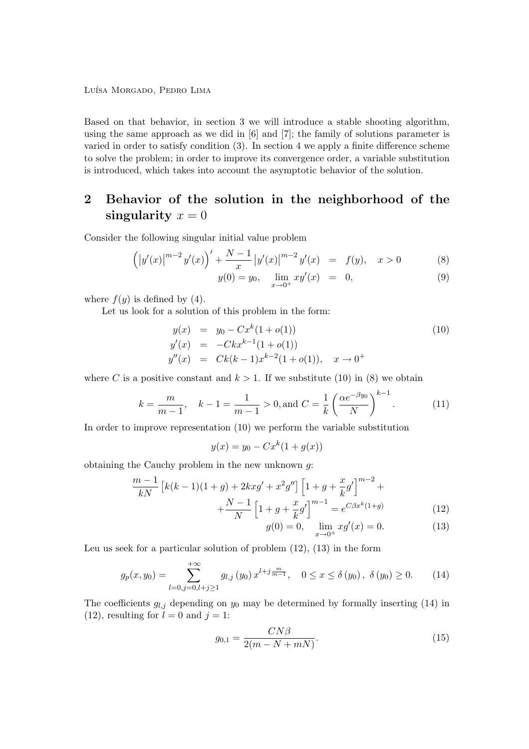Based on that behavior, in section 3 we will introduce a stable shooting algorithm, using the same approach as we did in [6] and [7]; the family of solutions parameter is varied in order to satisfy condition (3). In section 4 we apply a finite difference scheme to solve the problem; in order to improve its convergence order, a variable substitution is introduced, which takes into account the asymptotic behavior of the solution.

## 2 Behavior of the solution in the neighborhood of the singularity $x = 0$

Consider the following singular initial value problem

$$\left(\left|y'(x)\right|^{m-2} y'(x)\right)' + \frac{N-1}{x}\left|y'(x)\right|^{m-2} y'(x) = f(y), \quad x > 0 \tag{8}$$

$$y(0) = y_0, \quad \lim_{x\to 0^+} x y'(x) = 0, \tag{9}$$

where $f(y)$ is defined by (4).

Let us look for a solution of this problem in the form:

$$\begin{aligned} y(x) &= y_0 - Cx^k(1+o(1)) \\ y'(x) &= -Ckx^{k-1}(1+o(1)) \\ y''(x) &= Ck(k-1)x^{k-2}(1+o(1)), \quad x \to 0^+ \end{aligned} \tag{10}$$

where $C$ is a positive constant and $k > 1$. If we substitute (10) in (8) we obtain

$$k = \frac{m}{m-1}, \quad k - 1 = \frac{1}{m-1} > 0, \text{and } C = \frac{1}{k}\left(\frac{\alpha e^{-\beta y_0}}{N}\right)^{k-1}. \tag{11}$$

In order to improve representation (10) we perform the variable substitution

$$y(x) = y_0 - Cx^k(1 + g(x))$$

obtaining the Cauchy problem in the new unknown $g$:

$$\frac{m-1}{kN}\left[k(k-1)(1+g) + 2kxg' + x^2g''\right]\left[1 + g + \frac{x}{k}g'\right]^{m-2} + \\ + \frac{N-1}{N}\left[1 + g + \frac{x}{k}g'\right]^{m-1} = e^{C\beta x^k(1+g)} \tag{12}$$

$$g(0) = 0, \quad \lim_{x\to 0^+} xg'(x) = 0. \tag{13}$$

Leu us seek for a particular solution of problem (12), (13) in the form

$$g_p(x, y_0) = \sum_{l=0, j=0, l+j\geq 1}^{+\infty} g_{l,j}\left(y_0\right) x^{l+j\frac{m}{m-1}}, \quad 0 \leq x \leq \delta\left(y_0\right), \; \delta\left(y_0\right) \geq 0. \tag{14}$$

The coefficients $g_{l,j}$ depending on $y_0$ may be determined by formally inserting (14) in (12), resulting for $l = 0$ and $j = 1$:

$$g_{0,1} = \frac{CN\beta}{2(m - N + mN)}. \tag{15}$$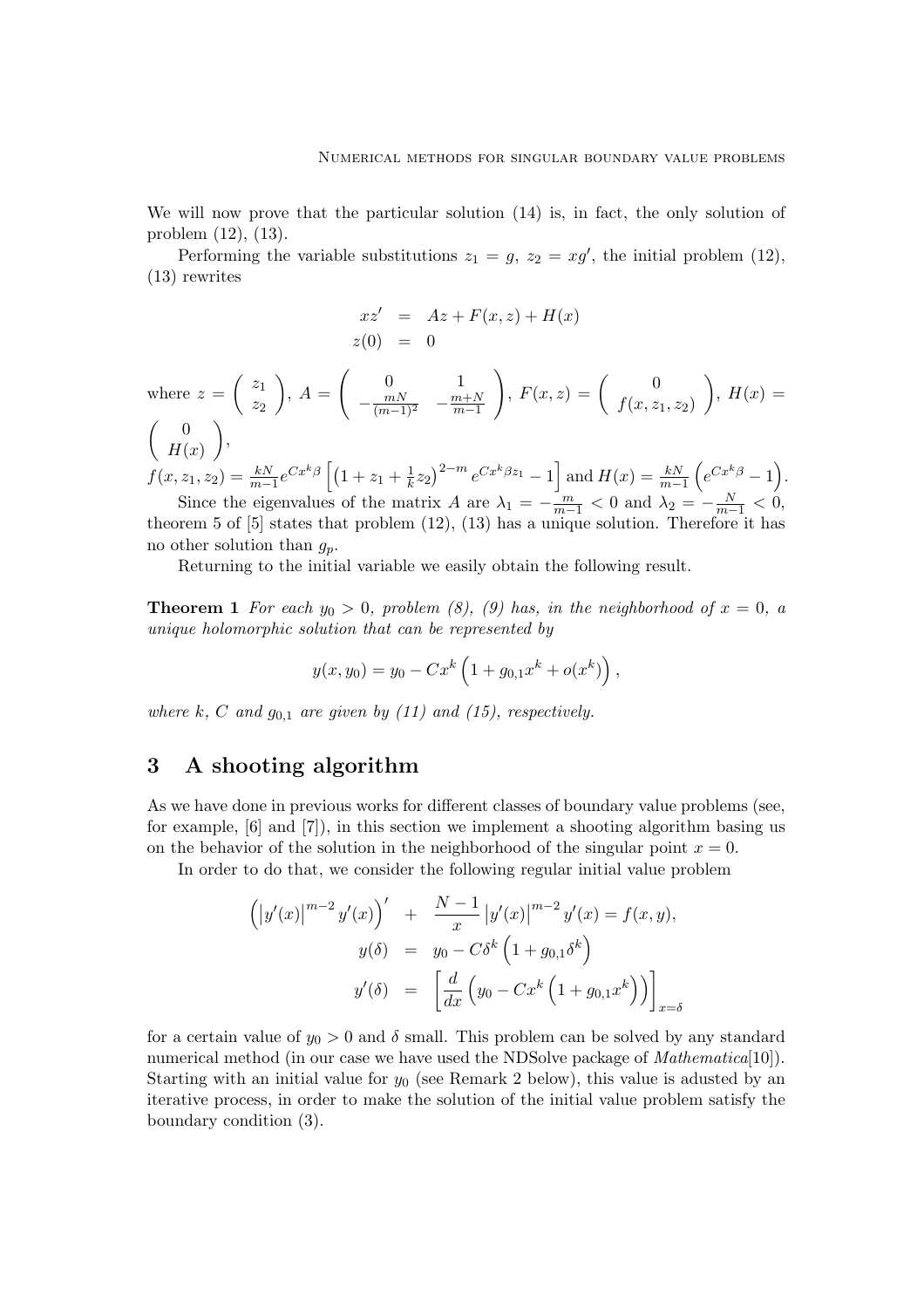We will now prove that the particular solution (14) is, in fact, the only solution of problem (12), (13).

Performing the variable substitutions $z_1 = g$, $z_2 = xg'$, the initial problem (12), (13) rewrites

$$
\begin{aligned}
xz' &= Az + F(x,z) + H(x) \\
z(0) &= 0
\end{aligned}
$$

where $z = \begin{pmatrix} z_1 \\ z_2 \end{pmatrix}$, $A = \begin{pmatrix} 0 & 1 \\ -\frac{mN}{(m-1)^2} & -\frac{m+N}{m-1} \end{pmatrix}$, $F(x,z) = \begin{pmatrix} 0 \\ f(x,z_1,z_2) \end{pmatrix}$, $H(x) = \begin{pmatrix} 0 \\ H(x) \end{pmatrix}$,

$f(x,z_1,z_2) = \frac{kN}{m-1} e^{Cx^k\beta}\left[\left(1 + z_1 + \frac{1}{k}z_2\right)^{2-m} e^{Cx^k\beta z_1} - 1\right]$ and $H(x) = \frac{kN}{m-1}\left(e^{Cx^k\beta} - 1\right)$.

Since the eigenvalues of the matrix $A$ are $\lambda_1 = -\frac{m}{m-1} < 0$ and $\lambda_2 = -\frac{N}{m-1} < 0$, theorem 5 of [5] states that problem (12), (13) has a unique solution. Therefore it has no other solution than $g_p$.

Returning to the initial variable we easily obtain the following result.

**Theorem 1** *For each $y_0 > 0$, problem (8), (9) has, in the neighborhood of $x = 0$, a unique holomorphic solution that can be represented by*

$$
y(x, y_0) = y_0 - Cx^k\left(1 + g_{0,1}x^k + o(x^k)\right),
$$

*where $k$, $C$ and $g_{0,1}$ are given by (11) and (15), respectively.*

## 3 A shooting algorithm

As we have done in previous works for different classes of boundary value problems (see, for example, [6] and [7]), in this section we implement a shooting algorithm basing us on the behavior of the solution in the neighborhood of the singular point $x = 0$.

In order to do that, we consider the following regular initial value problem

$$
\begin{aligned}
\left(\left|y'(x)\right|^{m-2} y'(x)\right)' &+ \frac{N-1}{x}\left|y'(x)\right|^{m-2} y'(x) = f(x,y), \\
y(\delta) &= y_0 - C\delta^k\left(1 + g_{0,1}\delta^k\right) \\
y'(\delta) &= \left[\frac{d}{dx}\left(y_0 - Cx^k\left(1 + g_{0,1}x^k\right)\right)\right]_{x=\delta}
\end{aligned}
$$

for a certain value of $y_0 > 0$ and $\delta$ small. This problem can be solved by any standard numerical method (in our case we have used the NDSolve package of *Mathematica*[10]). Starting with an initial value for $y_0$ (see Remark 2 below), this value is adusted by an iterative process, in order to make the solution of the initial value problem satisfy the boundary condition (3).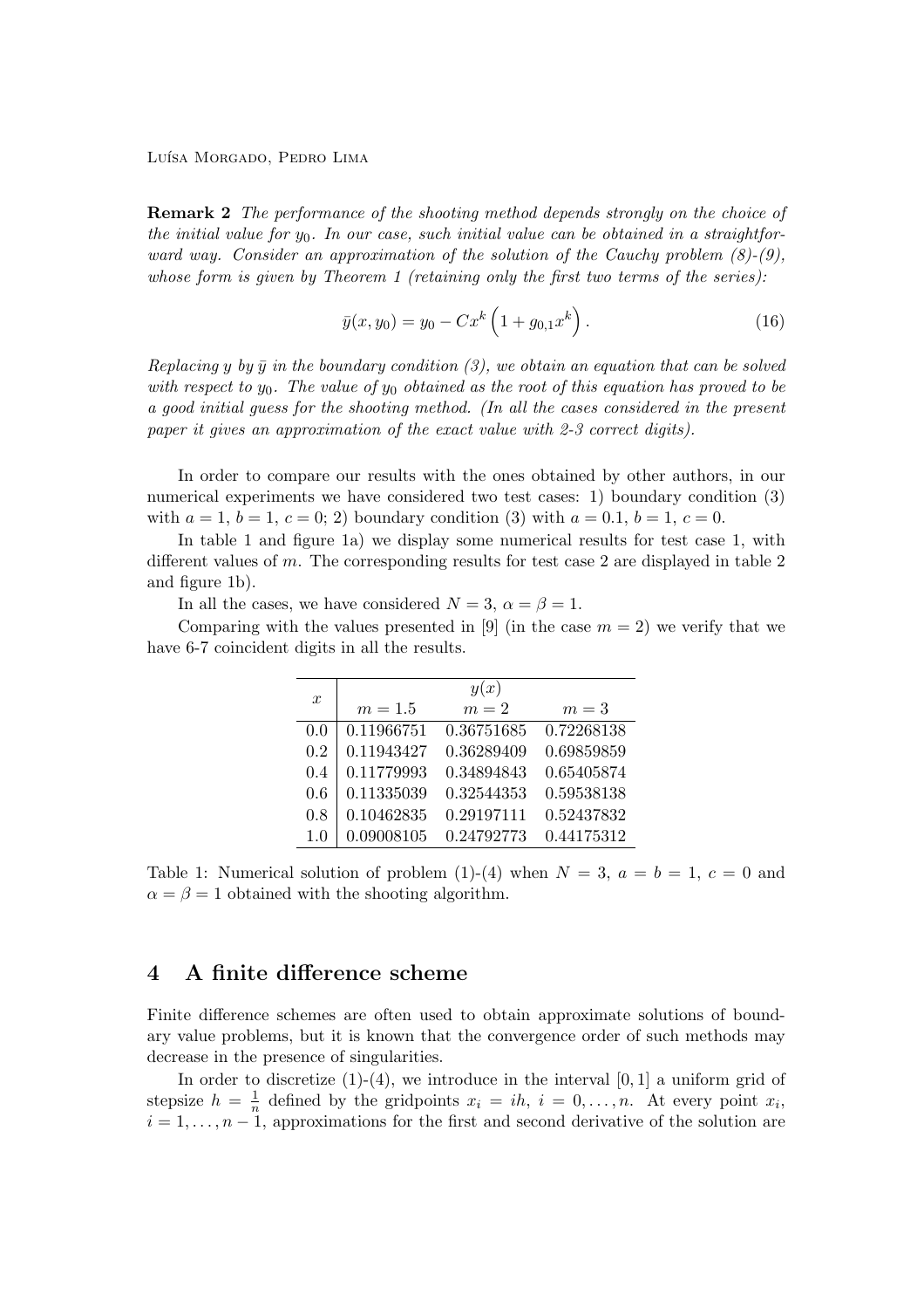**Remark 2** *The performance of the shooting method depends strongly on the choice of the initial value for $y_0$. In our case, such initial value can be obtained in a straightforward way. Consider an approximation of the solution of the Cauchy problem (8)-(9), whose form is given by Theorem 1 (retaining only the first two terms of the series):*

$$\bar{y}(x, y_0) = y_0 - Cx^k \left(1 + g_{0,1}x^k\right). \tag{16}$$

*Replacing $y$ by $\bar{y}$ in the boundary condition (3), we obtain an equation that can be solved with respect to $y_0$. The value of $y_0$ obtained as the root of this equation has proved to be a good initial guess for the shooting method. (In all the cases considered in the present paper it gives an approximation of the exact value with 2-3 correct digits).*

In order to compare our results with the ones obtained by other authors, in our numerical experiments we have considered two test cases: 1) boundary condition (3) with $a = 1$, $b = 1$, $c = 0$; 2) boundary condition (3) with $a = 0.1$, $b = 1$, $c = 0$.

In table 1 and figure 1a) we display some numerical results for test case 1, with different values of $m$. The corresponding results for test case 2 are displayed in table 2 and figure 1b).

In all the cases, we have considered $N = 3$, $\alpha = \beta = 1$.

Comparing with the values presented in [9] (in the case $m = 2$) we verify that we have 6-7 coincident digits in all the results.

| $x$ | $y(x)$ | | |
|---|---|---|---|
| | $m = 1.5$ | $m = 2$ | $m = 3$ |
| 0.0 | 0.11966751 | 0.36751685 | 0.72268138 |
| 0.2 | 0.11943427 | 0.36289409 | 0.69859859 |
| 0.4 | 0.11779993 | 0.34894843 | 0.65405874 |
| 0.6 | 0.11335039 | 0.32544353 | 0.59538138 |
| 0.8 | 0.10462835 | 0.29197111 | 0.52437832 |
| 1.0 | 0.09008105 | 0.24792773 | 0.44175312 |

Table 1: Numerical solution of problem (1)-(4) when $N = 3$, $a = b = 1$, $c = 0$ and $\alpha = \beta = 1$ obtained with the shooting algorithm.

## 4 A finite difference scheme

Finite difference schemes are often used to obtain approximate solutions of boundary value problems, but it is known that the convergence order of such methods may decrease in the presence of singularities.

In order to discretize (1)-(4), we introduce in the interval $[0, 1]$ a uniform grid of stepsize $h = \frac{1}{n}$ defined by the gridpoints $x_i = ih$, $i = 0, \ldots, n$. At every point $x_i$, $i = 1, \ldots, n-1$, approximations for the first and second derivative of the solution are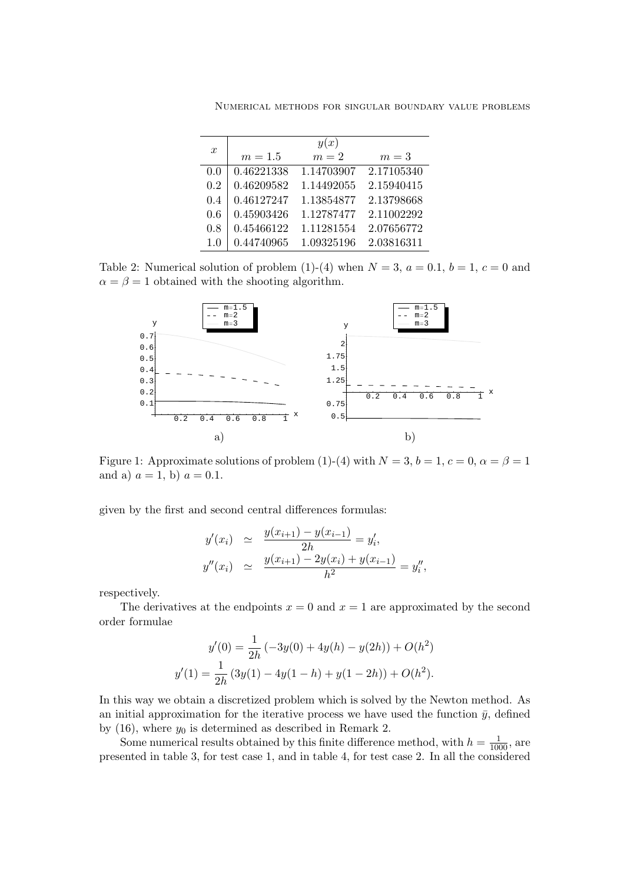| $x$ | $y(x)$ | | |
|---|---|---|---|
| | $m = 1.5$ | $m = 2$ | $m = 3$ |
| 0.0 | 0.46221338 | 1.14703907 | 2.17105340 |
| 0.2 | 0.46209582 | 1.14492055 | 2.15940415 |
| 0.4 | 0.46127247 | 1.13854877 | 2.13798668 |
| 0.6 | 0.45903426 | 1.12787477 | 2.11002292 |
| 0.8 | 0.45466122 | 1.11281554 | 2.07656772 |
| 1.0 | 0.44740965 | 1.09325196 | 2.03816311 |

Table 2: Numerical solution of problem (1)-(4) when $N = 3$, $a = 0.1$, $b = 1$, $c = 0$ and $\alpha = \beta = 1$ obtained with the shooting algorithm.

Figure 1: Approximate solutions of problem (1)-(4) with $N = 3$, $b = 1$, $c = 0$, $\alpha = \beta = 1$ and a) $a = 1$, b) $a = 0.1$.

given by the first and second central differences formulas:

$$
\begin{aligned}
y'(x_i) &\simeq \frac{y(x_{i+1}) - y(x_{i-1})}{2h} = y'_i, \\
y''(x_i) &\simeq \frac{y(x_{i+1}) - 2y(x_i) + y(x_{i-1})}{h^2} = y''_i,
\end{aligned}
$$

respectively.

The derivatives at the endpoints $x = 0$ and $x = 1$ are approximated by the second order formulae

$$
\begin{aligned}
y'(0) &= \frac{1}{2h}\left(-3y(0) + 4y(h) - y(2h)\right) + O(h^2) \\
y'(1) &= \frac{1}{2h}\left(3y(1) - 4y(1-h) + y(1-2h)\right) + O(h^2).
\end{aligned}
$$

In this way we obtain a discretized problem which is solved by the Newton method. As an initial approximation for the iterative process we have used the function $\bar{y}$, defined by (16), where $y_0$ is determined as described in Remark 2.

Some numerical results obtained by this finite difference method, with $h = \frac{1}{1000}$, are presented in table 3, for test case 1, and in table 4, for test case 2. In all the considered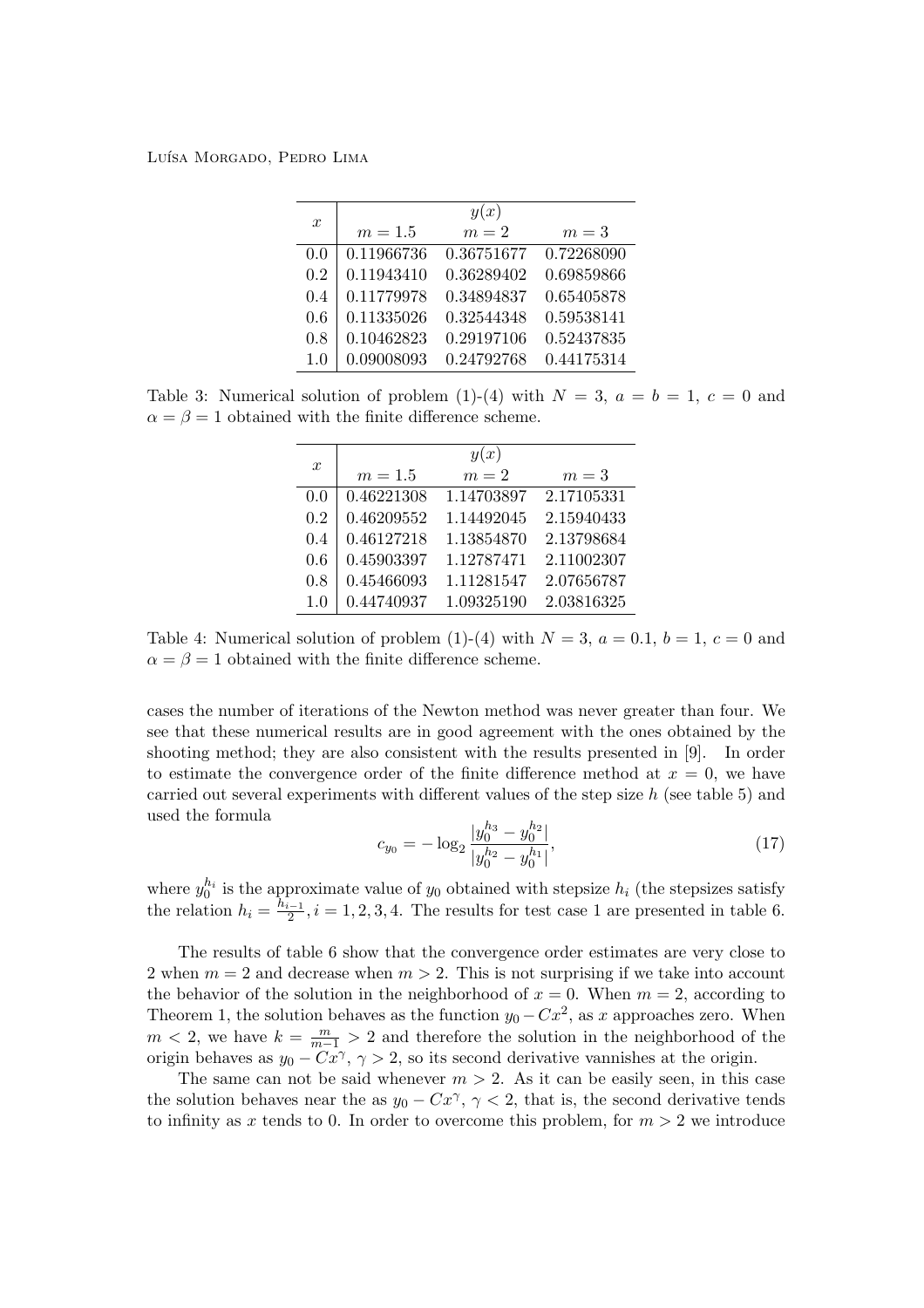| $x$ | $y(x)$ | | |
|---|---|---|---|
| | $m = 1.5$ | $m = 2$ | $m = 3$ |
| 0.0 | 0.11966736 | 0.36751677 | 0.72268090 |
| 0.2 | 0.11943410 | 0.36289402 | 0.69859866 |
| 0.4 | 0.11779978 | 0.34894837 | 0.65405878 |
| 0.6 | 0.11335026 | 0.32544348 | 0.59538141 |
| 0.8 | 0.10462823 | 0.29197106 | 0.52437835 |
| 1.0 | 0.09008093 | 0.24792768 | 0.44175314 |

Table 3: Numerical solution of problem (1)-(4) with $N = 3$, $a = b = 1$, $c = 0$ and $\alpha = \beta = 1$ obtained with the finite difference scheme.

| $x$ | $y(x)$ | | |
|---|---|---|---|
| | $m = 1.5$ | $m = 2$ | $m = 3$ |
| 0.0 | 0.46221308 | 1.14703897 | 2.17105331 |
| 0.2 | 0.46209552 | 1.14492045 | 2.15940433 |
| 0.4 | 0.46127218 | 1.13854870 | 2.13798684 |
| 0.6 | 0.45903397 | 1.12787471 | 2.11002307 |
| 0.8 | 0.45466093 | 1.11281547 | 2.07656787 |
| 1.0 | 0.44740937 | 1.09325190 | 2.03816325 |

Table 4: Numerical solution of problem (1)-(4) with $N = 3$, $a = 0.1$, $b = 1$, $c = 0$ and $\alpha = \beta = 1$ obtained with the finite difference scheme.

cases the number of iterations of the Newton method was never greater than four. We see that these numerical results are in good agreement with the ones obtained by the shooting method; they are also consistent with the results presented in [9]. In order to estimate the convergence order of the finite difference method at $x = 0$, we have carried out several experiments with different values of the step size $h$ (see table 5) and used the formula

$$c_{y_0} = -\log_2 \frac{|y_0^{h_3} - y_0^{h_2}|}{|y_0^{h_2} - y_0^{h_1}|}, \tag{17}$$

where $y_0^{h_i}$ is the approximate value of $y_0$ obtained with stepsize $h_i$ (the stepsizes satisfy the relation $h_i = \frac{h_{i-1}}{2}, i = 1, 2, 3, 4$. The results for test case 1 are presented in table 6.

The results of table 6 show that the convergence order estimates are very close to 2 when $m = 2$ and decrease when $m > 2$. This is not surprising if we take into account the behavior of the solution in the neighborhood of $x = 0$. When $m = 2$, according to Theorem 1, the solution behaves as the function $y_0 - Cx^2$, as $x$ approaches zero. When $m < 2$, we have $k = \frac{m}{m-1} > 2$ and therefore the solution in the neighborhood of the origin behaves as $y_0 - Cx^\gamma$, $\gamma > 2$, so its second derivative vannishes at the origin.

The same can not be said whenever $m > 2$. As it can be easily seen, in this case the solution behaves near the as $y_0 - Cx^\gamma$, $\gamma < 2$, that is, the second derivative tends to infinity as $x$ tends to 0. In order to overcome this problem, for $m > 2$ we introduce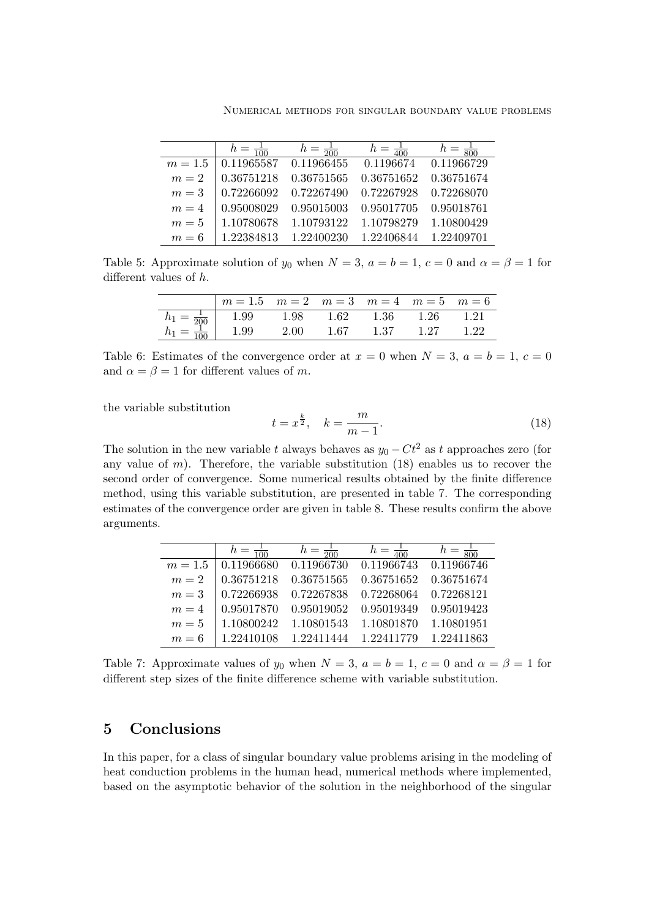|  | $h = \frac{1}{100}$ | $h = \frac{1}{200}$ | $h = \frac{1}{400}$ | $h = \frac{1}{800}$ |
|---|---|---|---|---|
| $m = 1.5$ | 0.11965587 | 0.11966455 | 0.1196674 | 0.11966729 |
| $m = 2$ | 0.36751218 | 0.36751565 | 0.36751652 | 0.36751674 |
| $m = 3$ | 0.72266092 | 0.72267490 | 0.72267928 | 0.72268070 |
| $m = 4$ | 0.95008029 | 0.95015003 | 0.95017705 | 0.95018761 |
| $m = 5$ | 1.10780678 | 1.10793122 | 1.10798279 | 1.10800429 |
| $m = 6$ | 1.22384813 | 1.22400230 | 1.22406844 | 1.22409701 |

Table 5: Approximate solution of $y_0$ when $N = 3$, $a = b = 1$, $c = 0$ and $\alpha = \beta = 1$ for different values of $h$.

|  | $m = 1.5$ | $m = 2$ | $m = 3$ | $m = 4$ | $m = 5$ | $m = 6$ |
|---|---|---|---|---|---|---|
| $h_1 = \frac{1}{200}$ | 1.99 | 1.98 | 1.62 | 1.36 | 1.26 | 1.21 |
| $h_1 = \frac{1}{100}$ | 1.99 | 2.00 | 1.67 | 1.37 | 1.27 | 1.22 |

Table 6: Estimates of the convergence order at $x = 0$ when $N = 3$, $a = b = 1$, $c = 0$ and $\alpha = \beta = 1$ for different values of $m$.

the variable substitution

$$t = x^{\frac{k}{2}}, \quad k = \frac{m}{m-1}. \tag{18}$$

The solution in the new variable $t$ always behaves as $y_0 - Ct^2$ as $t$ approaches zero (for any value of $m$). Therefore, the variable substitution (18) enables us to recover the second order of convergence. Some numerical results obtained by the finite difference method, using this variable substitution, are presented in table 7. The corresponding estimates of the convergence order are given in table 8. These results confirm the above arguments.

|  | $h = \frac{1}{100}$ | $h = \frac{1}{200}$ | $h = \frac{1}{400}$ | $h = \frac{1}{800}$ |
|---|---|---|---|---|
| $m = 1.5$ | 0.11966680 | 0.11966730 | 0.11966743 | 0.11966746 |
| $m = 2$ | 0.36751218 | 0.36751565 | 0.36751652 | 0.36751674 |
| $m = 3$ | 0.72266938 | 0.72267838 | 0.72268064 | 0.72268121 |
| $m = 4$ | 0.95017870 | 0.95019052 | 0.95019349 | 0.95019423 |
| $m = 5$ | 1.10800242 | 1.10801543 | 1.10801870 | 1.10801951 |
| $m = 6$ | 1.22410108 | 1.22411444 | 1.22411779 | 1.22411863 |

Table 7: Approximate values of $y_0$ when $N = 3$, $a = b = 1$, $c = 0$ and $\alpha = \beta = 1$ for different step sizes of the finite difference scheme with variable substitution.

## 5 Conclusions

In this paper, for a class of singular boundary value problems arising in the modeling of heat conduction problems in the human head, numerical methods where implemented, based on the asymptotic behavior of the solution in the neighborhood of the singular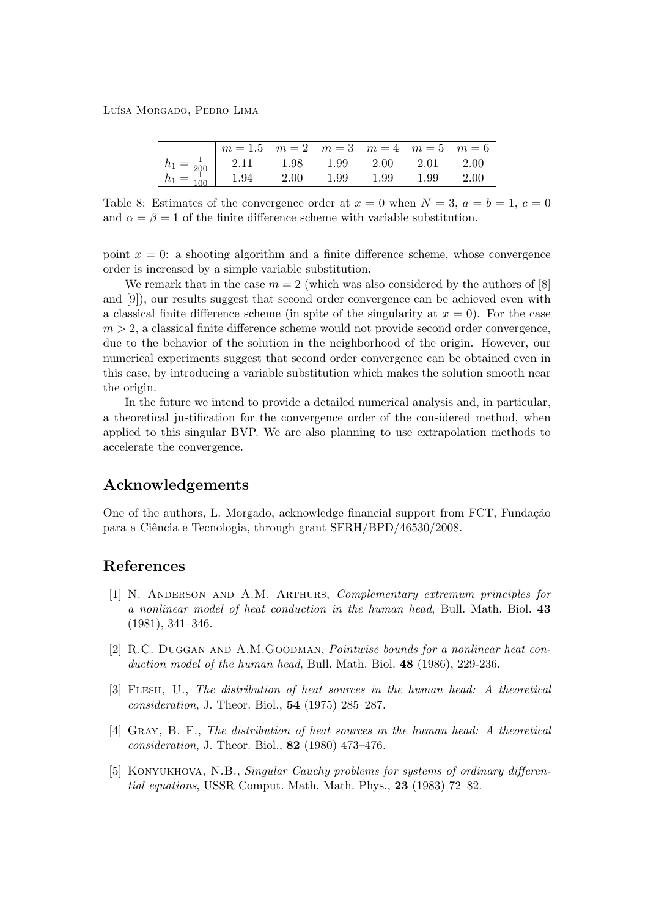| | $m=1.5$ | $m=2$ | $m=3$ | $m=4$ | $m=5$ | $m=6$ |
|---|---|---|---|---|---|---|
| $h_1=\frac{1}{200}$ | 2.11 | 1.98 | 1.99 | 2.00 | 2.01 | 2.00 |
| $h_1=\frac{1}{100}$ | 1.94 | 2.00 | 1.99 | 1.99 | 1.99 | 2.00 |

Table 8: Estimates of the convergence order at $x=0$ when $N=3$, $a=b=1$, $c=0$ and $\alpha=\beta=1$ of the finite difference scheme with variable substitution.

point $x=0$: a shooting algorithm and a finite difference scheme, whose convergence order is increased by a simple variable substitution.

We remark that in the case $m=2$ (which was also considered by the authors of [8] and [9]), our results suggest that second order convergence can be achieved even with a classical finite difference scheme (in spite of the singularity at $x=0$). For the case $m>2$, a classical finite difference scheme would not provide second order convergence, due to the behavior of the solution in the neighborhood of the origin. However, our numerical experiments suggest that second order convergence can be obtained even in this case, by introducing a variable substitution which makes the solution smooth near the origin.

In the future we intend to provide a detailed numerical analysis and, in particular, a theoretical justification for the convergence order of the considered method, when applied to this singular BVP. We are also planning to use extrapolation methods to accelerate the convergence.

## Acknowledgements

One of the authors, L. Morgado, acknowledge financial support from FCT, Fundação para a Ciência e Tecnologia, through grant SFRH/BPD/46530/2008.

## References

[1] N. Anderson and A.M. Arthurs, *Complementary extremum principles for a nonlinear model of heat conduction in the human head*, Bull. Math. Biol. **43** (1981), 341–346.

[2] R.C. Duggan and A.M.Goodman, *Pointwise bounds for a nonlinear heat conduction model of the human head*, Bull. Math. Biol. **48** (1986), 229-236.

[3] Flesh, U., *The distribution of heat sources in the human head: A theoretical consideration*, J. Theor. Biol., **54** (1975) 285–287.

[4] Gray, B. F., *The distribution of heat sources in the human head: A theoretical consideration*, J. Theor. Biol., **82** (1980) 473–476.

[5] Konyukhova, N.B., *Singular Cauchy problems for systems of ordinary differential equations*, USSR Comput. Math. Math. Phys., **23** (1983) 72–82.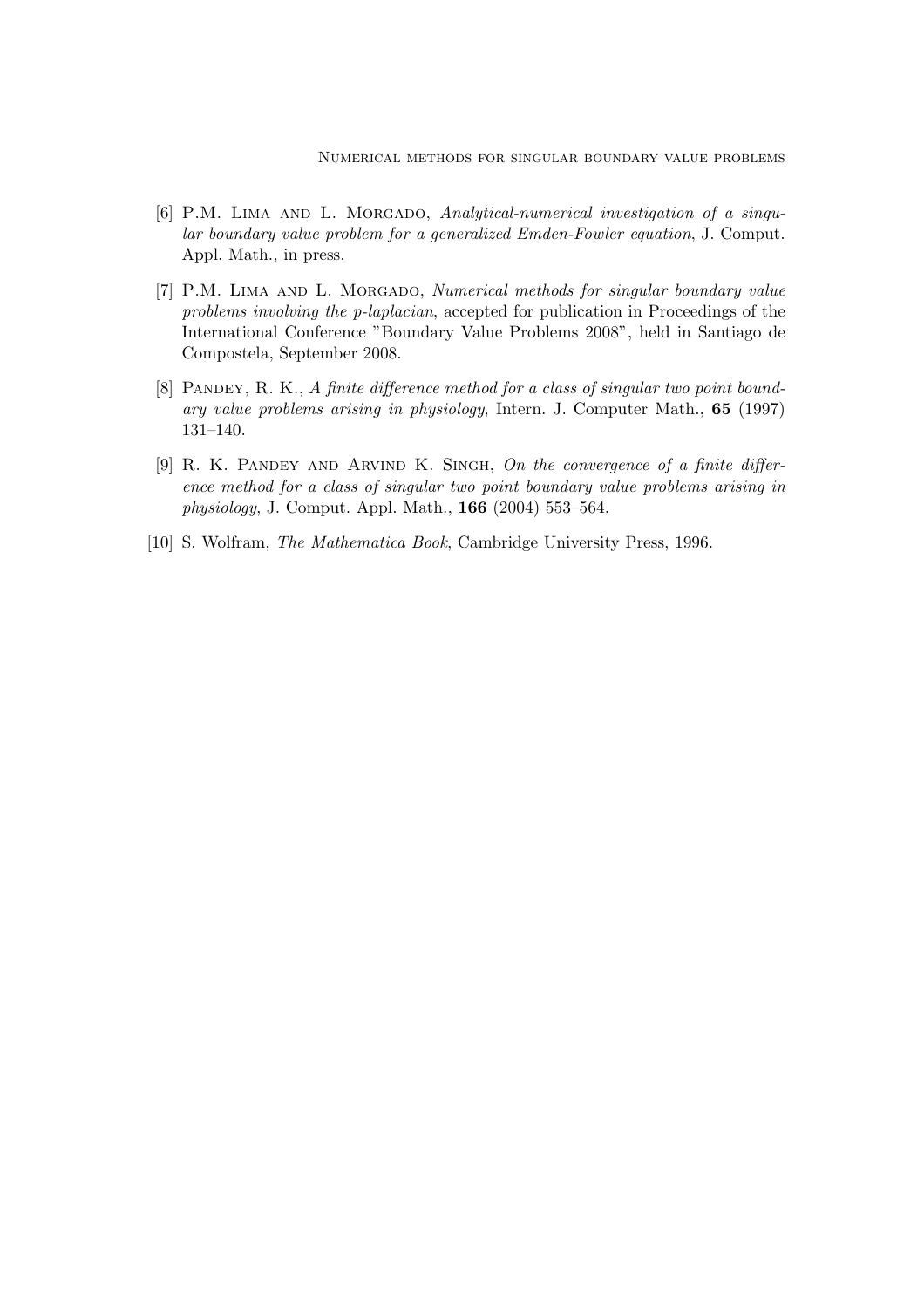[6] P.M. Lima and L. Morgado, *Analytical-numerical investigation of a singular boundary value problem for a generalized Emden-Fowler equation*, J. Comput. Appl. Math., in press.

[7] P.M. Lima and L. Morgado, *Numerical methods for singular boundary value problems involving the p-laplacian*, accepted for publication in Proceedings of the International Conference "Boundary Value Problems 2008", held in Santiago de Compostela, September 2008.

[8] Pandey, R. K., *A finite difference method for a class of singular two point boundary value problems arising in physiology*, Intern. J. Computer Math., **65** (1997) 131–140.

[9] R. K. Pandey and Arvind K. Singh, *On the convergence of a finite difference method for a class of singular two point boundary value problems arising in physiology*, J. Comput. Appl. Math., **166** (2004) 553–564.

[10] S. Wolfram, *The Mathematica Book*, Cambridge University Press, 1996.